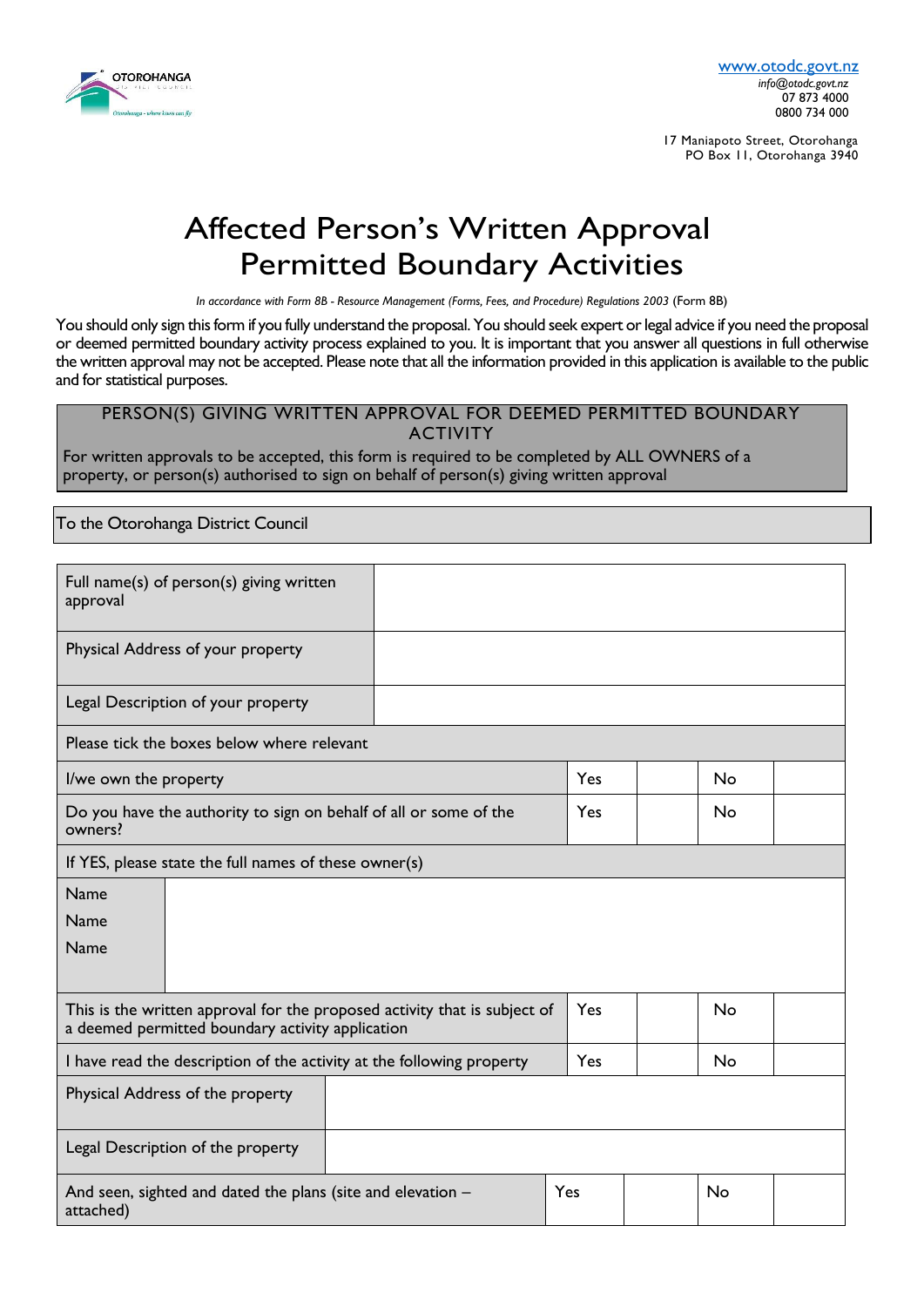www.otodc.govt.nz
*info@otodc.govt.nz*
07 873 4000
0800 734 000

17 Maniapoto Street, Otorohanga
PO Box 11, Otorohanga 3940

# Affected Person's Written Approval Permitted Boundary Activities

*In accordance with Form 8B - Resource Management (Forms, Fees, and Procedure) Regulations 2003* (Form 8B)

You should only sign this form if you fully understand the proposal. You should seek expert or legal advice if you need the proposal or deemed permitted boundary activity process explained to you. It is important that you answer all questions in full otherwise the written approval may not be accepted. Please note that all the information provided in this application is available to the public and for statistical purposes.

## PERSON(S) GIVING WRITTEN APPROVAL FOR DEEMED PERMITTED BOUNDARY ACTIVITY

For written approvals to be accepted, this form is required to be completed by ALL OWNERS of a property, or person(s) authorised to sign on behalf of person(s) giving written approval

To the Otorohanga District Council

| | | | | |
|---|---|---|---|---|
| Full name(s) of person(s) giving written approval | | | | |
| Physical Address of your property | | | | |
| Legal Description of your property | | | | |
| Please tick the boxes below where relevant | | | | |
| I/we own the property | Yes | | No | |
| Do you have the authority to sign on behalf of all or some of the owners? | Yes | | No | |
| If YES, please state the full names of these owner(s) | | | | |
| Name | | | | |
| Name | | | | |
| Name | | | | |
| This is the written approval for the proposed activity that is subject of a deemed permitted boundary activity application | Yes | | No | |
| I have read the description of the activity at the following property | Yes | | No | |
| Physical Address of the property | | | | |
| Legal Description of the property | | | | |
| And seen, sighted and dated the plans (site and elevation – attached) | Yes | | No | |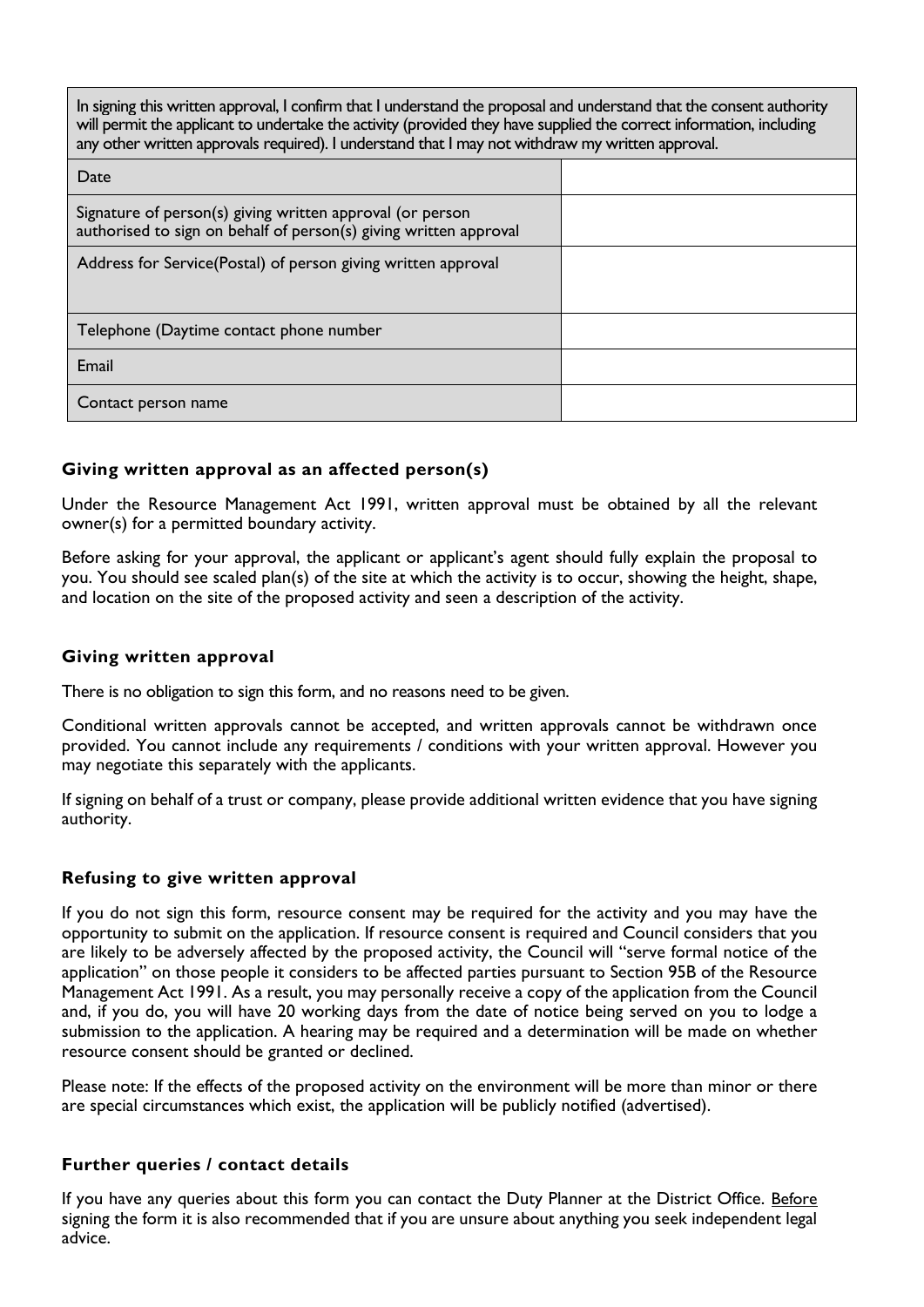| | |
|---|---|
| In signing this written approval, I confirm that I understand the proposal and understand that the consent authority will permit the applicant to undertake the activity (provided they have supplied the correct information, including any other written approvals required). I understand that I may not withdraw my written approval. | |
| Date | |
| Signature of person(s) giving written approval (or person authorised to sign on behalf of person(s) giving written approval | |
| Address for Service(Postal) of person giving written approval | |
| Telephone (Daytime contact phone number | |
| Email | |
| Contact person name | |

### Giving written approval as an affected person(s)

Under the Resource Management Act 1991, written approval must be obtained by all the relevant owner(s) for a permitted boundary activity.

Before asking for your approval, the applicant or applicant's agent should fully explain the proposal to you. You should see scaled plan(s) of the site at which the activity is to occur, showing the height, shape, and location on the site of the proposed activity and seen a description of the activity.

### Giving written approval

There is no obligation to sign this form, and no reasons need to be given.

Conditional written approvals cannot be accepted, and written approvals cannot be withdrawn once provided. You cannot include any requirements / conditions with your written approval. However you may negotiate this separately with the applicants.

If signing on behalf of a trust or company, please provide additional written evidence that you have signing authority.

### Refusing to give written approval

If you do not sign this form, resource consent may be required for the activity and you may have the opportunity to submit on the application. If resource consent is required and Council considers that you are likely to be adversely affected by the proposed activity, the Council will "serve formal notice of the application" on those people it considers to be affected parties pursuant to Section 95B of the Resource Management Act 1991. As a result, you may personally receive a copy of the application from the Council and, if you do, you will have 20 working days from the date of notice being served on you to lodge a submission to the application. A hearing may be required and a determination will be made on whether resource consent should be granted or declined.

Please note: If the effects of the proposed activity on the environment will be more than minor or there are special circumstances which exist, the application will be publicly notified (advertised).

### Further queries / contact details

If you have any queries about this form you can contact the Duty Planner at the District Office. Before signing the form it is also recommended that if you are unsure about anything you seek independent legal advice.